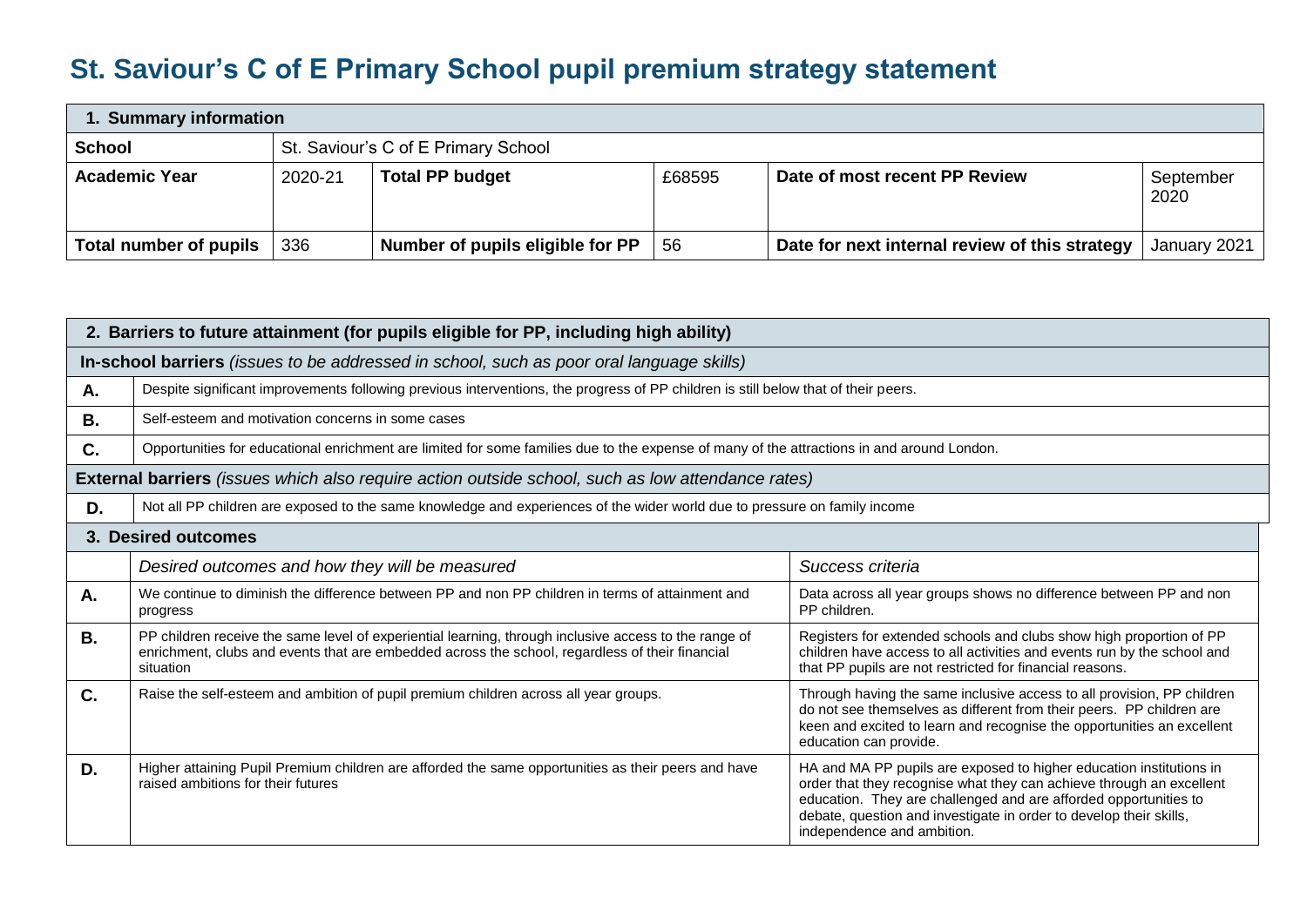# St. Saviour's C of E Primary School pupil premium strategy statement

| 1. Summary information | | | | | |
|---|---|---|---|---|---|
| **School** | St. Saviour's C of E Primary School | | | | |
| **Academic Year** | 2020-21 | **Total PP budget** | £68595 | **Date of most recent PP Review** | September 2020 |
| **Total number of pupils** | 336 | **Number of pupils eligible for PP** | 56 | **Date for next internal review of this strategy** | January 2021 |

| 2. Barriers to future attainment (for pupils eligible for PP, including high ability) | |
|---|---|
| **In-school barriers** *(issues to be addressed in school, such as poor oral language skills)* | |
| **A.** | Despite significant improvements following previous interventions, the progress of PP children is still below that of their peers. |
| **B.** | Self-esteem and motivation concerns in some cases |
| **C.** | Opportunities for educational enrichment are limited for some families due to the expense of many of the attractions in and around London. |
| **External barriers** *(issues which also require action outside school, such as low attendance rates)* | |
| **D.** | Not all PP children are exposed to the same knowledge and experiences of the wider world due to pressure on family income |

| 3. Desired outcomes | | |
|---|---|---|
| | *Desired outcomes and how they will be measured* | *Success criteria* |
| **A.** | We continue to diminish the difference between PP and non PP children in terms of attainment and progress | Data across all year groups shows no difference between PP and non PP children. |
| **B.** | PP children receive the same level of experiential learning, through inclusive access to the range of enrichment, clubs and events that are embedded across the school, regardless of their financial situation | Registers for extended schools and clubs show high proportion of PP children have access to all activities and events run by the school and that PP pupils are not restricted for financial reasons. |
| **C.** | Raise the self-esteem and ambition of pupil premium children across all year groups. | Through having the same inclusive access to all provision, PP children do not see themselves as different from their peers. PP children are keen and excited to learn and recognise the opportunities an excellent education can provide. |
| **D.** | Higher attaining Pupil Premium children are afforded the same opportunities as their peers and have raised ambitions for their futures | HA and MA PP pupils are exposed to higher education institutions in order that they recognise what they can achieve through an excellent education. They are challenged and are afforded opportunities to debate, question and investigate in order to develop their skills, independence and ambition. |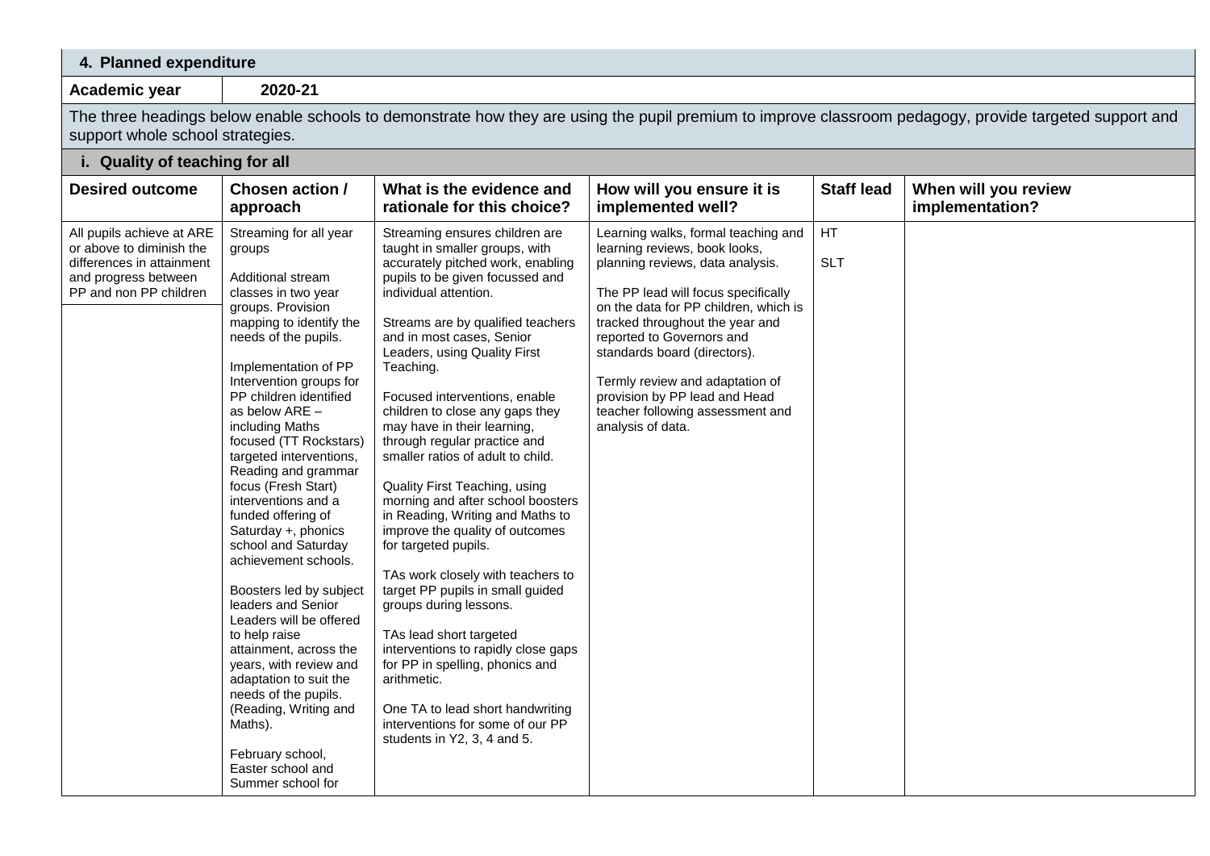## 4. Planned expenditure

| Academic year | 2020-21 |
|---|---|

The three headings below enable schools to demonstrate how they are using the pupil premium to improve classroom pedagogy, provide targeted support and support whole school strategies.

### i. Quality of teaching for all

| Desired outcome | Chosen action / approach | What is the evidence and rationale for this choice? | How will you ensure it is implemented well? | Staff lead | When will you review implementation? |
|---|---|---|---|---|---|
| All pupils achieve at ARE or above to diminish the differences in attainment and progress between PP and non PP children | Streaming for all year groups<br><br>Additional stream classes in two year groups. Provision mapping to identify the needs of the pupils.<br><br>Implementation of PP Intervention groups for PP children identified as below ARE – including Maths focused (TT Rockstars) targeted interventions, Reading and grammar focus (Fresh Start) interventions and a funded offering of Saturday +, phonics school and Saturday achievement schools.<br><br>Boosters led by subject leaders and Senior Leaders will be offered to help raise attainment, across the years, with review and adaptation to suit the needs of the pupils. (Reading, Writing and Maths).<br><br>February school, Easter school and Summer school for | Streaming ensures children are taught in smaller groups, with accurately pitched work, enabling pupils to be given focussed and individual attention.<br><br>Streams are by qualified teachers and in most cases, Senior Leaders, using Quality First Teaching.<br><br>Focused interventions, enable children to close any gaps they may have in their learning, through regular practice and smaller ratios of adult to child.<br><br>Quality First Teaching, using morning and after school boosters in Reading, Writing and Maths to improve the quality of outcomes for targeted pupils.<br><br>TAs work closely with teachers to target PP pupils in small guided groups during lessons.<br><br>TAs lead short targeted interventions to rapidly close gaps for PP in spelling, phonics and arithmetic.<br><br>One TA to lead short handwriting interventions for some of our PP students in Y2, 3, 4 and 5. | Learning walks, formal teaching and learning reviews, book looks, planning reviews, data analysis.<br><br>The PP lead will focus specifically on the data for PP children, which is tracked throughout the year and reported to Governors and standards board (directors).<br><br>Termly review and adaptation of provision by PP lead and Head teacher following assessment and analysis of data. | HT<br><br>SLT | |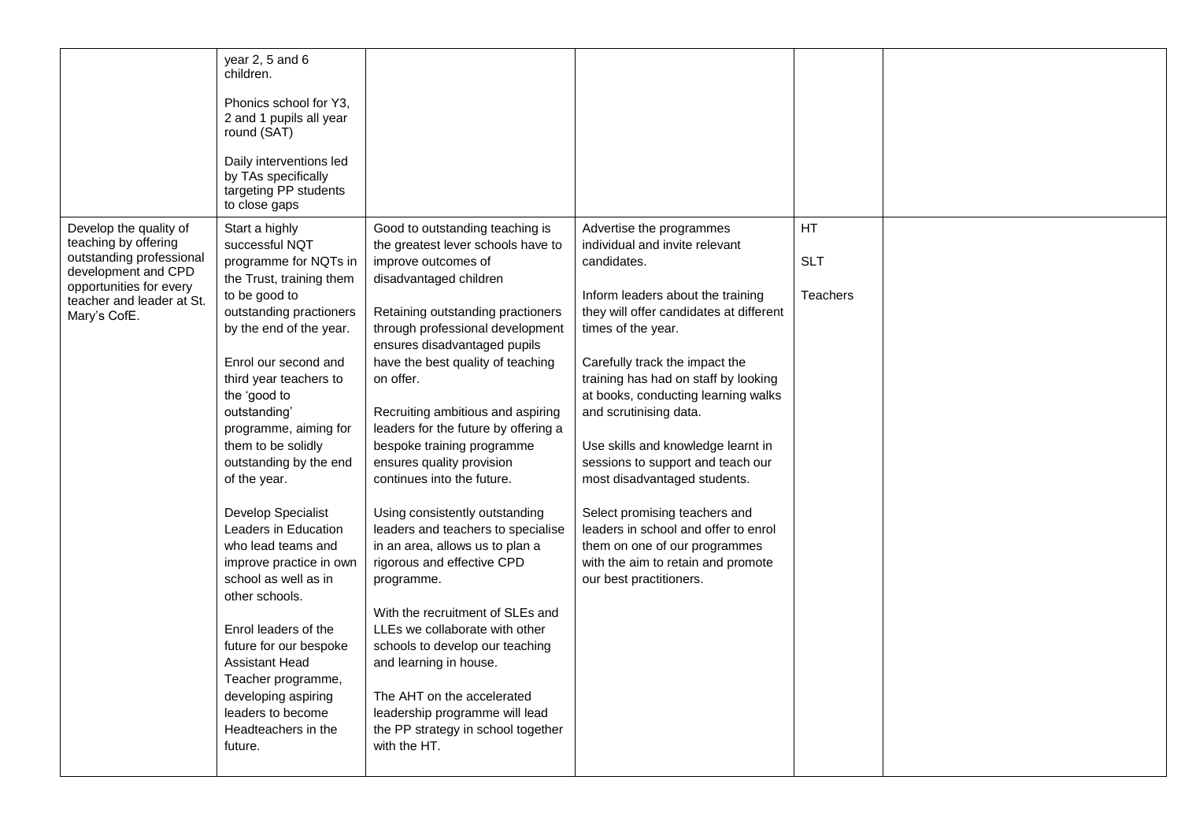| | | | | | |
|---|---|---|---|---|---|
| | year 2, 5 and 6 children.<br><br>Phonics school for Y3, 2 and 1 pupils all year round (SAT)<br><br>Daily interventions led by TAs specifically targeting PP students to close gaps | | | | |
| Develop the quality of teaching by offering outstanding professional development and CPD opportunities for every teacher and leader at St. Mary's CofE. | Start a highly successful NQT programme for NQTs in the Trust, training them to be good to outstanding practioners by the end of the year.<br><br>Enrol our second and third year teachers to the 'good to outstanding' programme, aiming for them to be solidly outstanding by the end of the year.<br><br>Develop Specialist Leaders in Education who lead teams and improve practice in own school as well as in other schools.<br><br>Enrol leaders of the future for our bespoke Assistant Head Teacher programme, developing aspiring leaders to become Headteachers in the future. | Good to outstanding teaching is the greatest lever schools have to improve outcomes of disadvantaged children<br><br>Retaining outstanding practioners through professional development ensures disadvantaged pupils have the best quality of teaching on offer.<br><br>Recruiting ambitious and aspiring leaders for the future by offering a bespoke training programme ensures quality provision continues into the future.<br><br>Using consistently outstanding leaders and teachers to specialise in an area, allows us to plan a rigorous and effective CPD programme.<br><br>With the recruitment of SLEs and LLEs we collaborate with other schools to develop our teaching and learning in house.<br><br>The AHT on the accelerated leadership programme will lead the PP strategy in school together with the HT. | Advertise the programmes individual and invite relevant candidates.<br><br>Inform leaders about the training they will offer candidates at different times of the year.<br><br>Carefully track the impact the training has had on staff by looking at books, conducting learning walks and scrutinising data.<br><br>Use skills and knowledge learnt in sessions to support and teach our most disadvantaged students.<br><br>Select promising teachers and leaders in school and offer to enrol them on one of our programmes with the aim to retain and promote our best practitioners. | HT<br><br>SLT<br><br>Teachers | |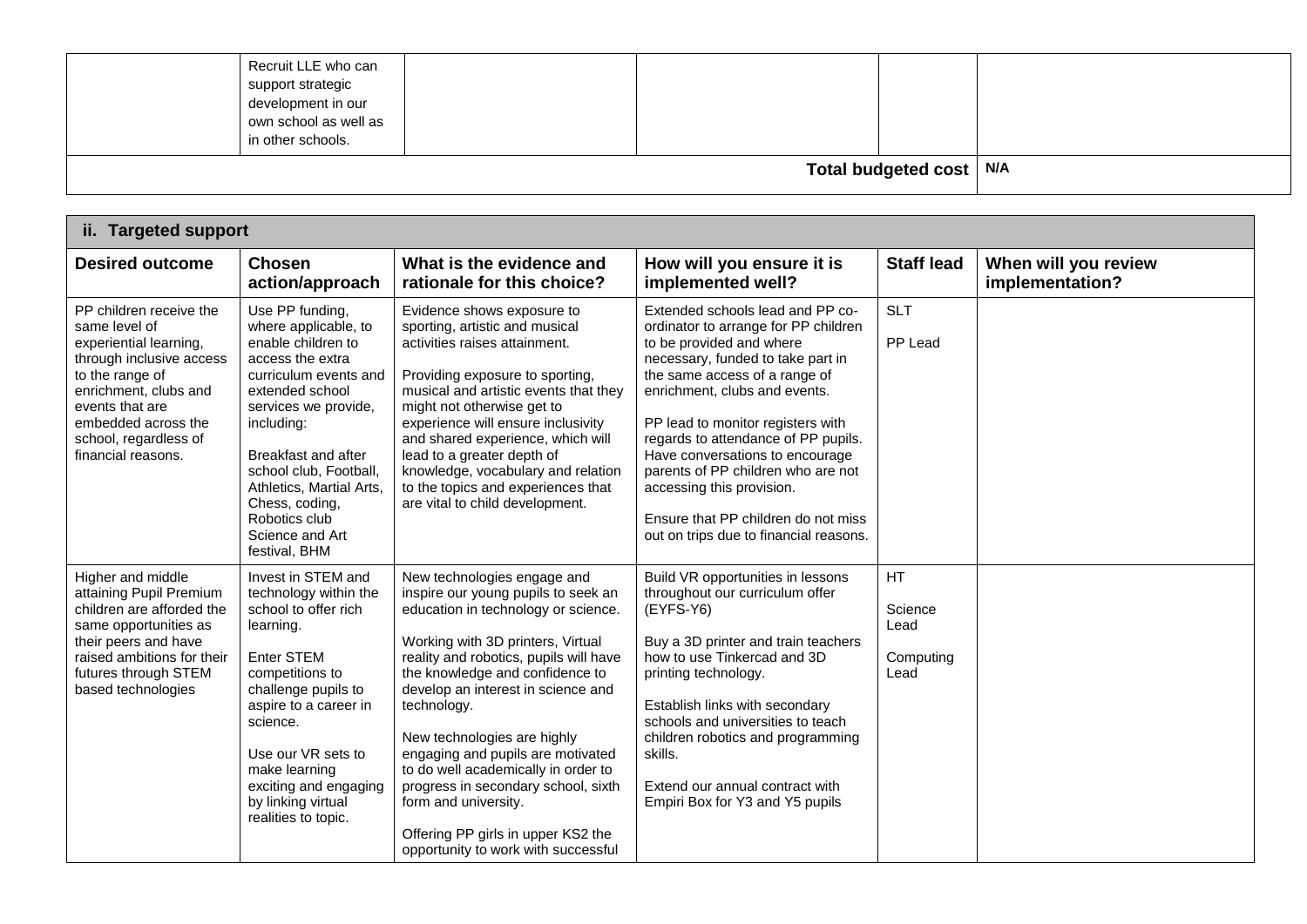| | Recruit LLE who can support strategic development in our own school as well as in other schools. | | | | |
|---|---|---|---|---|---|
| | | | | **Total budgeted cost** | **N/A** |

| **ii. Targeted support** | | | | | |
|---|---|---|---|---|---|
| **Desired outcome** | **Chosen action/approach** | **What is the evidence and rationale for this choice?** | **How will you ensure it is implemented well?** | **Staff lead** | **When will you review implementation?** |
| PP children receive the same level of experiential learning, through inclusive access to the range of enrichment, clubs and events that are embedded across the school, regardless of financial reasons. | Use PP funding, where applicable, to enable children to access the extra curriculum events and extended school services we provide, including:<br><br>Breakfast and after school club, Football, Athletics, Martial Arts, Chess, coding, Robotics club Science and Art festival, BHM | Evidence shows exposure to sporting, artistic and musical activities raises attainment.<br><br>Providing exposure to sporting, musical and artistic events that they might not otherwise get to experience will ensure inclusivity and shared experience, which will lead to a greater depth of knowledge, vocabulary and relation to the topics and experiences that are vital to child development. | Extended schools lead and PP co-ordinator to arrange for PP children to be provided and where necessary, funded to take part in the same access of a range of enrichment, clubs and events.<br><br>PP lead to monitor registers with regards to attendance of PP pupils. Have conversations to encourage parents of PP children who are not accessing this provision.<br><br>Ensure that PP children do not miss out on trips due to financial reasons. | SLT<br><br>PP Lead | |
| Higher and middle attaining Pupil Premium children are afforded the same opportunities as their peers and have raised ambitions for their futures through STEM based technologies | Invest in STEM and technology within the school to offer rich learning.<br><br>Enter STEM competitions to challenge pupils to aspire to a career in science.<br><br>Use our VR sets to make learning exciting and engaging by linking virtual realities to topic. | New technologies engage and inspire our young pupils to seek an education in technology or science.<br><br>Working with 3D printers, Virtual reality and robotics, pupils will have the knowledge and confidence to develop an interest in science and technology.<br><br>New technologies are highly engaging and pupils are motivated to do well academically in order to progress in secondary school, sixth form and university.<br><br>Offering PP girls in upper KS2 the opportunity to work with successful | Build VR opportunities in lessons throughout our curriculum offer (EYFS-Y6)<br><br>Buy a 3D printer and train teachers how to use Tinkercad and 3D printing technology.<br><br>Establish links with secondary schools and universities to teach children robotics and programming skills.<br><br>Extend our annual contract with Empiri Box for Y3 and Y5 pupils | HT<br><br>Science Lead<br><br>Computing Lead | |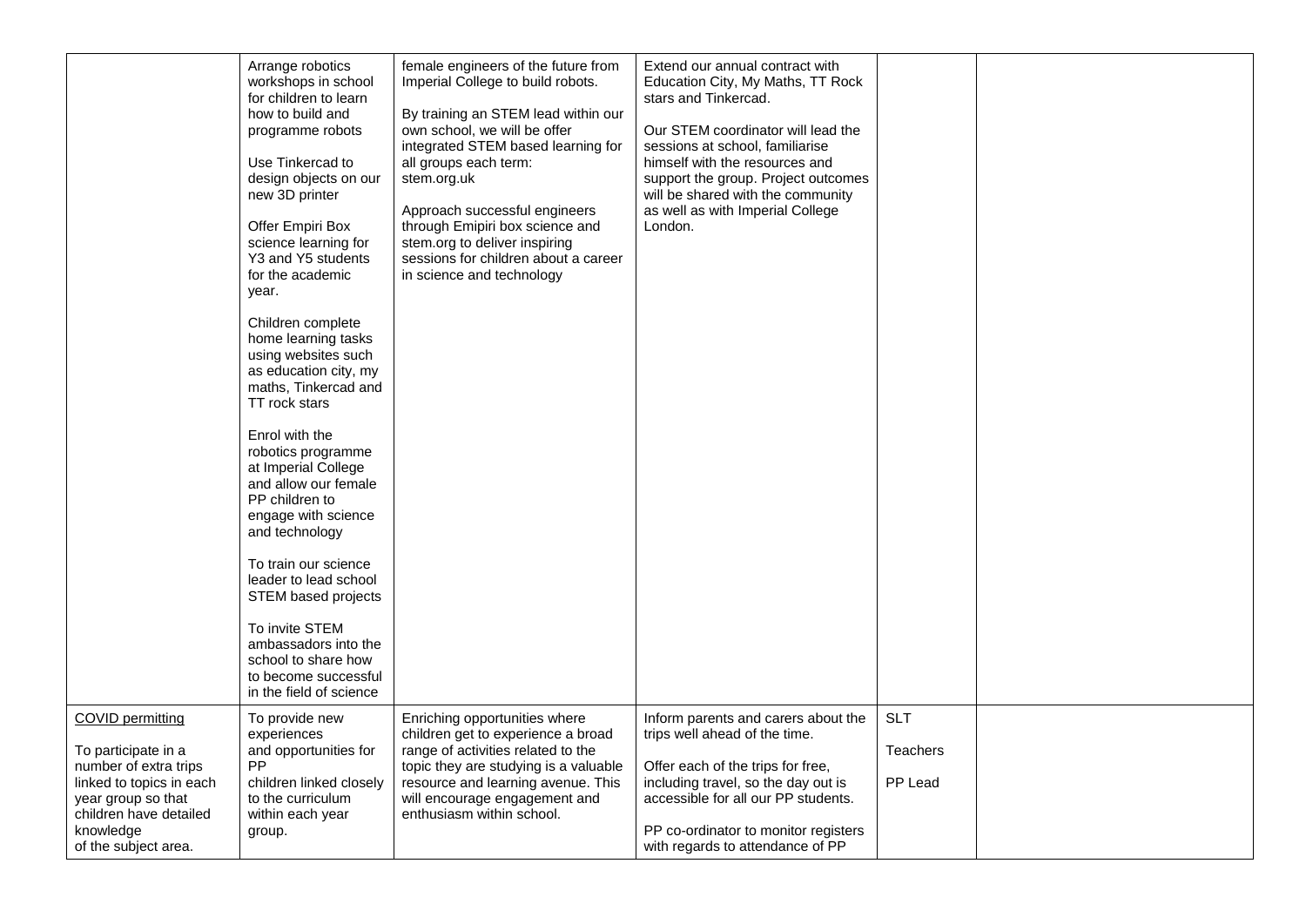| | | | | | |
|---|---|---|---|---|---|
| | Arrange robotics workshops in school for children to learn how to build and programme robots<br><br>Use Tinkercad to design objects on our new 3D printer<br><br>Offer Empiri Box science learning for Y3 and Y5 students for the academic year.<br><br>Children complete home learning tasks using websites such as education city, my maths, Tinkercad and TT rock stars<br><br>Enrol with the robotics programme at Imperial College and allow our female PP children to engage with science and technology<br><br>To train our science leader to lead school STEM based projects<br><br>To invite STEM ambassadors into the school to share how to become successful in the field of science | female engineers of the future from Imperial College to build robots.<br><br>By training an STEM lead within our own school, we will be offer integrated STEM based learning for all groups each term: stem.org.uk<br><br>Approach successful engineers through Emipiri box science and stem.org to deliver inspiring sessions for children about a career in science and technology | Extend our annual contract with Education City, My Maths, TT Rock stars and Tinkercad.<br><br>Our STEM coordinator will lead the sessions at school, familiarise himself with the resources and support the group. Project outcomes will be shared with the community as well as with Imperial College London. | | |
| COVID permitting<br><br>To participate in a number of extra trips linked to topics in each year group so that children have detailed knowledge of the subject area. | To provide new experiences and opportunities for PP children linked closely to the curriculum within each year group. | Enriching opportunities where children get to experience a broad range of activities related to the topic they are studying is a valuable resource and learning avenue. This will encourage engagement and enthusiasm within school. | Inform parents and carers about the trips well ahead of the time.<br><br>Offer each of the trips for free, including travel, so the day out is accessible for all our PP students.<br><br>PP co-ordinator to monitor registers with regards to attendance of PP | SLT<br><br>Teachers<br><br>PP Lead | |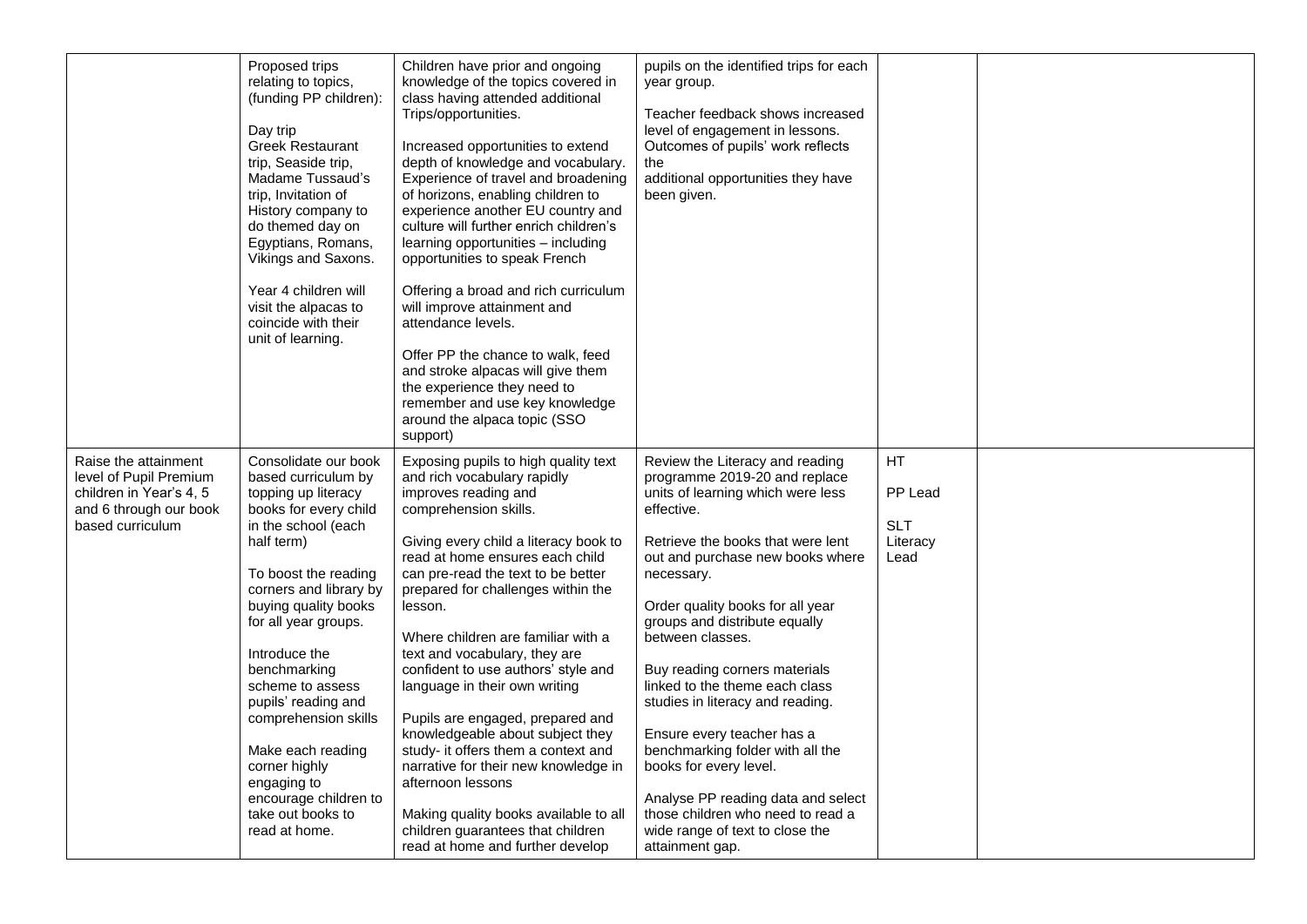| | | | | | |
|---|---|---|---|---|---|
| | Proposed trips relating to topics, (funding PP children):<br><br>Day trip<br>Greek Restaurant trip, Seaside trip, Madame Tussaud's trip, Invitation of History company to do themed day on Egyptians, Romans, Vikings and Saxons.<br><br>Year 4 children will visit the alpacas to coincide with their unit of learning. | Children have prior and ongoing knowledge of the topics covered in class having attended additional Trips/opportunities.<br><br>Increased opportunities to extend depth of knowledge and vocabulary. Experience of travel and broadening of horizons, enabling children to experience another EU country and culture will further enrich children's learning opportunities – including opportunities to speak French<br><br>Offering a broad and rich curriculum will improve attainment and attendance levels.<br><br>Offer PP the chance to walk, feed and stroke alpacas will give them the experience they need to remember and use key knowledge around the alpaca topic (SSO support) | pupils on the identified trips for each year group.<br><br>Teacher feedback shows increased level of engagement in lessons. Outcomes of pupils' work reflects the additional opportunities they have been given. | | |
| Raise the attainment level of Pupil Premium children in Year's 4, 5 and 6 through our book based curriculum | Consolidate our book based curriculum by topping up literacy books for every child in the school (each half term)<br><br>To boost the reading corners and library by buying quality books for all year groups.<br><br>Introduce the benchmarking scheme to assess pupils' reading and comprehension skills<br><br>Make each reading corner highly engaging to encourage children to take out books to read at home. | Exposing pupils to high quality text and rich vocabulary rapidly improves reading and comprehension skills.<br><br>Giving every child a literacy book to read at home ensures each child can pre-read the text to be better prepared for challenges within the lesson.<br><br>Where children are familiar with a text and vocabulary, they are confident to use authors' style and language in their own writing<br><br>Pupils are engaged, prepared and knowledgeable about subject they study- it offers them a context and narrative for their new knowledge in afternoon lessons<br><br>Making quality books available to all children guarantees that children read at home and further develop | Review the Literacy and reading programme 2019-20 and replace units of learning which were less effective.<br><br>Retrieve the books that were lent out and purchase new books where necessary.<br><br>Order quality books for all year groups and distribute equally between classes.<br><br>Buy reading corners materials linked to the theme each class studies in literacy and reading.<br><br>Ensure every teacher has a benchmarking folder with all the books for every level.<br><br>Analyse PP reading data and select those children who need to read a wide range of text to close the attainment gap. | HT<br><br>PP Lead<br><br>SLT Literacy Lead | |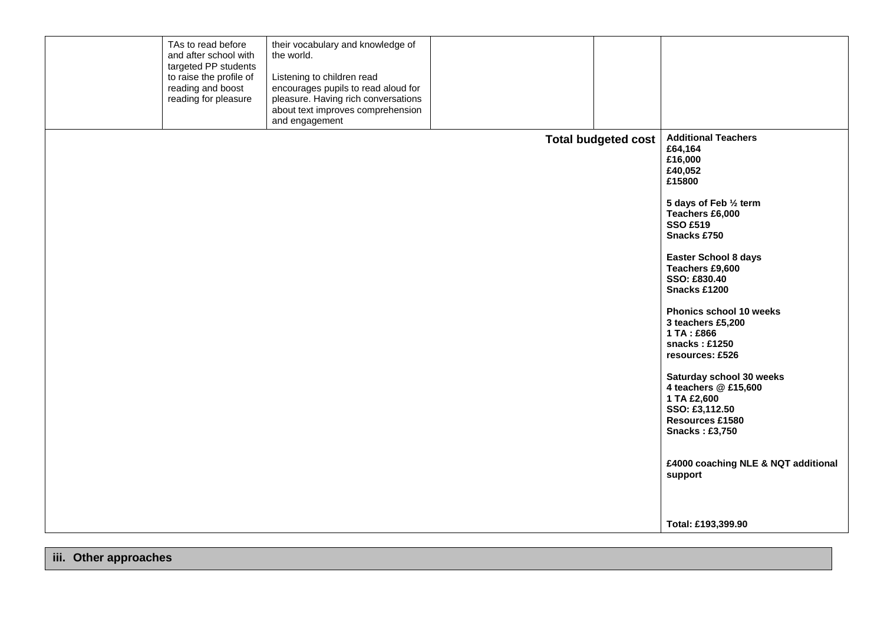| | | | | | |
|---|---|---|---|---|---|
| | TAs to read before and after school with targeted PP students to raise the profile of reading and boost reading for pleasure | their vocabulary and knowledge of the world.<br><br>Listening to children read encourages pupils to read aloud for pleasure. Having rich conversations about text improves comprehension and engagement | | | |
| | | | | **Total budgeted cost** | **Additional Teachers**<br>**£64,164**<br>**£16,000**<br>**£40,052**<br>**£15800**<br><br>**5 days of Feb ½ term**<br>**Teachers £6,000**<br>**SSO £519**<br>**Snacks £750**<br><br>**Easter School 8 days**<br>**Teachers £9,600**<br>**SSO: £830.40**<br>**Snacks £1200**<br><br>**Phonics school 10 weeks**<br>**3 teachers £5,200**<br>**1 TA : £866**<br>**snacks : £1250**<br>**resources: £526**<br><br>**Saturday school 30 weeks**<br>**4 teachers @ £15,600**<br>**1 TA £2,600**<br>**SSO: £3,112.50**<br>**Resources £1580**<br>**Snacks : £3,750**<br><br>**£4000 coaching NLE & NQT additional support**<br><br>**Total: £193,399.90** |

### iii. Other approaches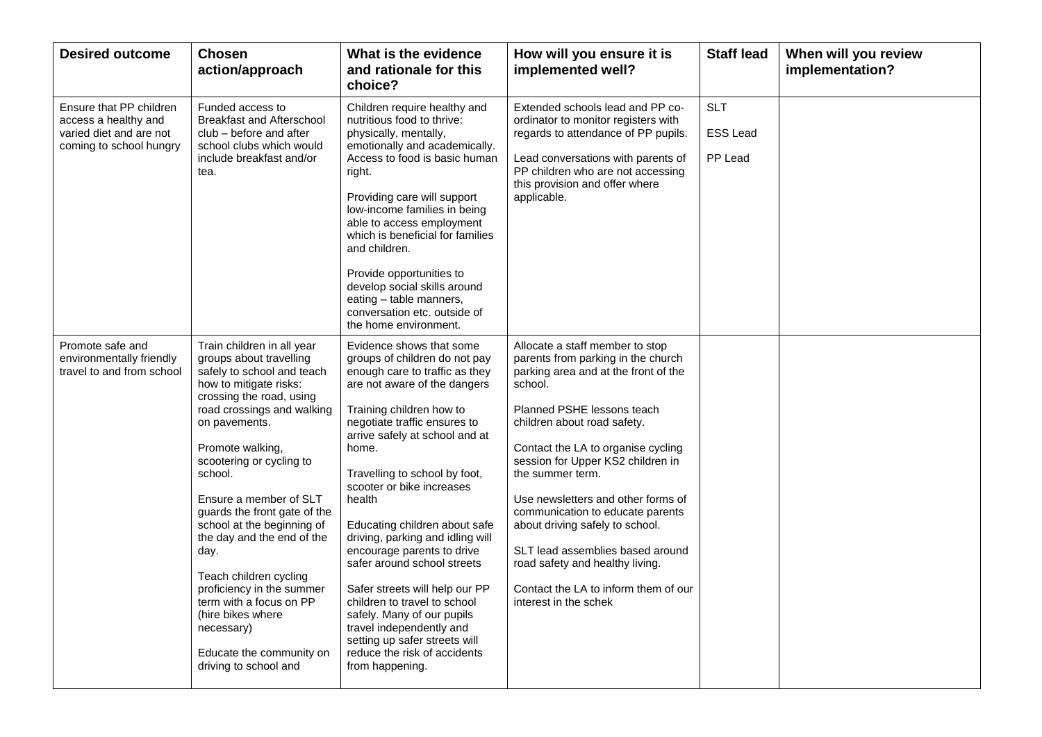| Desired outcome | Chosen action/approach | What is the evidence and rationale for this choice? | How will you ensure it is implemented well? | Staff lead | When will you review implementation? |
|---|---|---|---|---|---|
| Ensure that PP children access a healthy and varied diet and are not coming to school hungry | Funded access to Breakfast and Afterschool club – before and after school clubs which would include breakfast and/or tea. | Children require healthy and nutritious food to thrive: physically, mentally, emotionally and academically. Access to food is basic human right.<br><br>Providing care will support low-income families in being able to access employment which is beneficial for families and children.<br><br>Provide opportunities to develop social skills around eating – table manners, conversation etc. outside of the home environment. | Extended schools lead and PP co-ordinator to monitor registers with regards to attendance of PP pupils.<br><br>Lead conversations with parents of PP children who are not accessing this provision and offer where applicable. | SLT<br><br>ESS Lead<br><br>PP Lead | |
| Promote safe and environmentally friendly travel to and from school | Train children in all year groups about travelling safely to school and teach how to mitigate risks: crossing the road, using road crossings and walking on pavements.<br><br>Promote walking, scootering or cycling to school.<br><br>Ensure a member of SLT guards the front gate of the school at the beginning of the day and the end of the day.<br><br>Teach children cycling proficiency in the summer term with a focus on PP (hire bikes where necessary)<br><br>Educate the community on driving to school and | Evidence shows that some groups of children do not pay enough care to traffic as they are not aware of the dangers<br><br>Training children how to negotiate traffic ensures to arrive safely at school and at home.<br><br>Travelling to school by foot, scooter or bike increases health<br><br>Educating children about safe driving, parking and idling will encourage parents to drive safer around school streets<br><br>Safer streets will help our PP children to travel to school safely. Many of our pupils travel independently and setting up safer streets will reduce the risk of accidents from happening. | Allocate a staff member to stop parents from parking in the church parking area and at the front of the school.<br><br>Planned PSHE lessons teach children about road safety.<br><br>Contact the LA to organise cycling session for Upper KS2 children in the summer term.<br><br>Use newsletters and other forms of communication to educate parents about driving safely to school.<br><br>SLT lead assemblies based around road safety and healthy living.<br><br>Contact the LA to inform them of our interest in the schek | | |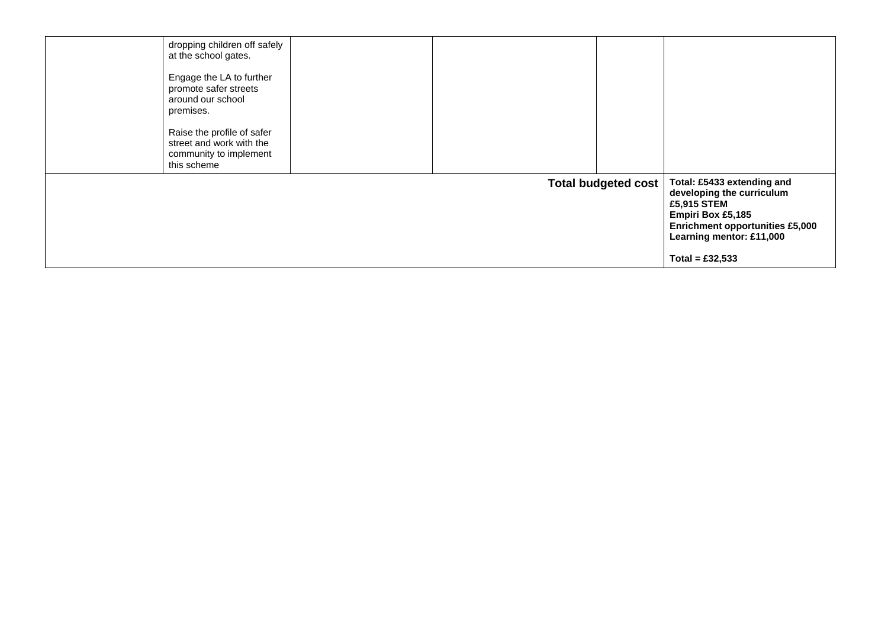| | | | | | |
|---|---|---|---|---|---|
| | dropping children off safely at the school gates.<br><br>Engage the LA to further promote safer streets around our school premises.<br><br>Raise the profile of safer street and work with the community to implement this scheme | | | | |
| | | | | **Total budgeted cost** | **Total: £5433 extending and developing the curriculum**<br>**£5,915 STEM**<br>**Empiri Box £5,185**<br>**Enrichment opportunities £5,000**<br>**Learning mentor: £11,000**<br><br>**Total = £32,533** |